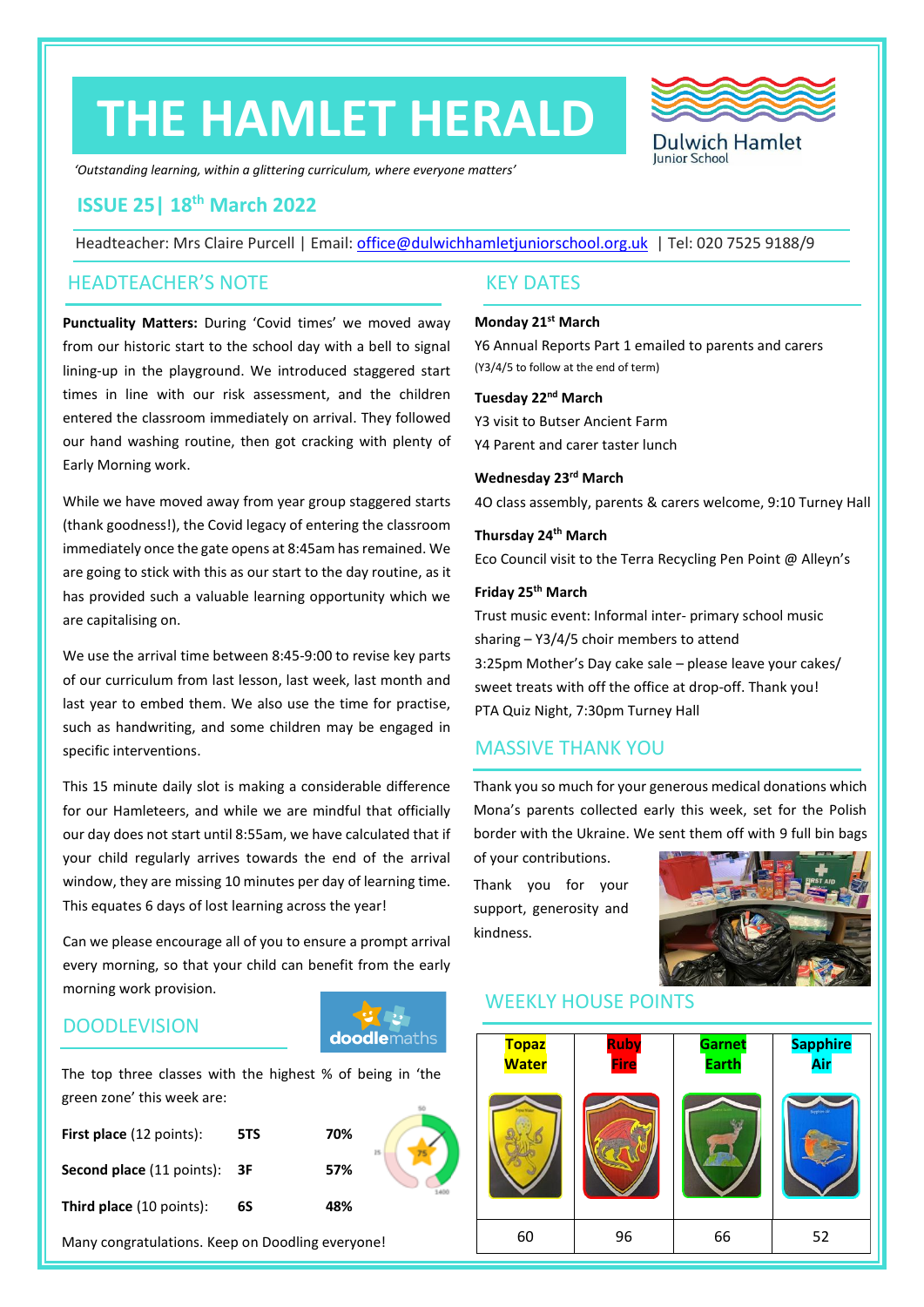# THE HAMLET HERALD

Dulwich Hamlet Junior School

*'Outstanding learning, within a glittering curriculum, where everyone matters'*

## ISSUE 25| 18th March 2022

Headteacher: Mrs Claire Purcell | Email: office@dulwichhamletjuniorschool.org.uk | Tel: 020 7525 9188/9

## HEADTEACHER'S NOTE

**Punctuality Matters:** During 'Covid times' we moved away from our historic start to the school day with a bell to signal lining-up in the playground. We introduced staggered start times in line with our risk assessment, and the children entered the classroom immediately on arrival. They followed our hand washing routine, then got cracking with plenty of Early Morning work.

While we have moved away from year group staggered starts (thank goodness!), the Covid legacy of entering the classroom immediately once the gate opens at 8:45am has remained. We are going to stick with this as our start to the day routine, as it has provided such a valuable learning opportunity which we are capitalising on.

We use the arrival time between 8:45-9:00 to revise key parts of our curriculum from last lesson, last week, last month and last year to embed them. We also use the time for practise, such as handwriting, and some children may be engaged in specific interventions.

This 15 minute daily slot is making a considerable difference for our Hamleteers, and while we are mindful that officially our day does not start until 8:55am, we have calculated that if your child regularly arrives towards the end of the arrival window, they are missing 10 minutes per day of learning time. This equates 6 days of lost learning across the year!

Can we please encourage all of you to ensure a prompt arrival every morning, so that your child can benefit from the early morning work provision.

## DOODLEVISION

The top three classes with the highest % of being in 'the green zone' this week are:

| | | |
|---|---|---|
| **First place** (12 points): | **5TS** | **70%** |
| **Second place** (11 points): | **3F** | **57%** |
| **Third place** (10 points): | **6S** | **48%** |

Many congratulations. Keep on Doodling everyone!

## KEY DATES

**Monday 21st March**

Y6 Annual Reports Part 1 emailed to parents and carers
(Y3/4/5 to follow at the end of term)

**Tuesday 22nd March**

Y3 visit to Butser Ancient Farm

Y4 Parent and carer taster lunch

**Wednesday 23rd March**

4O class assembly, parents & carers welcome, 9:10 Turney Hall

**Thursday 24th March**

Eco Council visit to the Terra Recycling Pen Point @ Alleyn's

**Friday 25th March**

Trust music event: Informal inter- primary school music sharing – Y3/4/5 choir members to attend

3:25pm Mother's Day cake sale – please leave your cakes/ sweet treats with off the office at drop-off. Thank you!

PTA Quiz Night, 7:30pm Turney Hall

## MASSIVE THANK YOU

Thank you so much for your generous medical donations which Mona's parents collected early this week, set for the Polish border with the Ukraine. We sent them off with 9 full bin bags of your contributions.

Thank you for your support, generosity and kindness.

## WEEKLY HOUSE POINTS

| Topaz Water | Ruby Fire | Garnet Earth | Sapphire Air |
|---|---|---|---|
| 60 | 96 | 66 | 52 |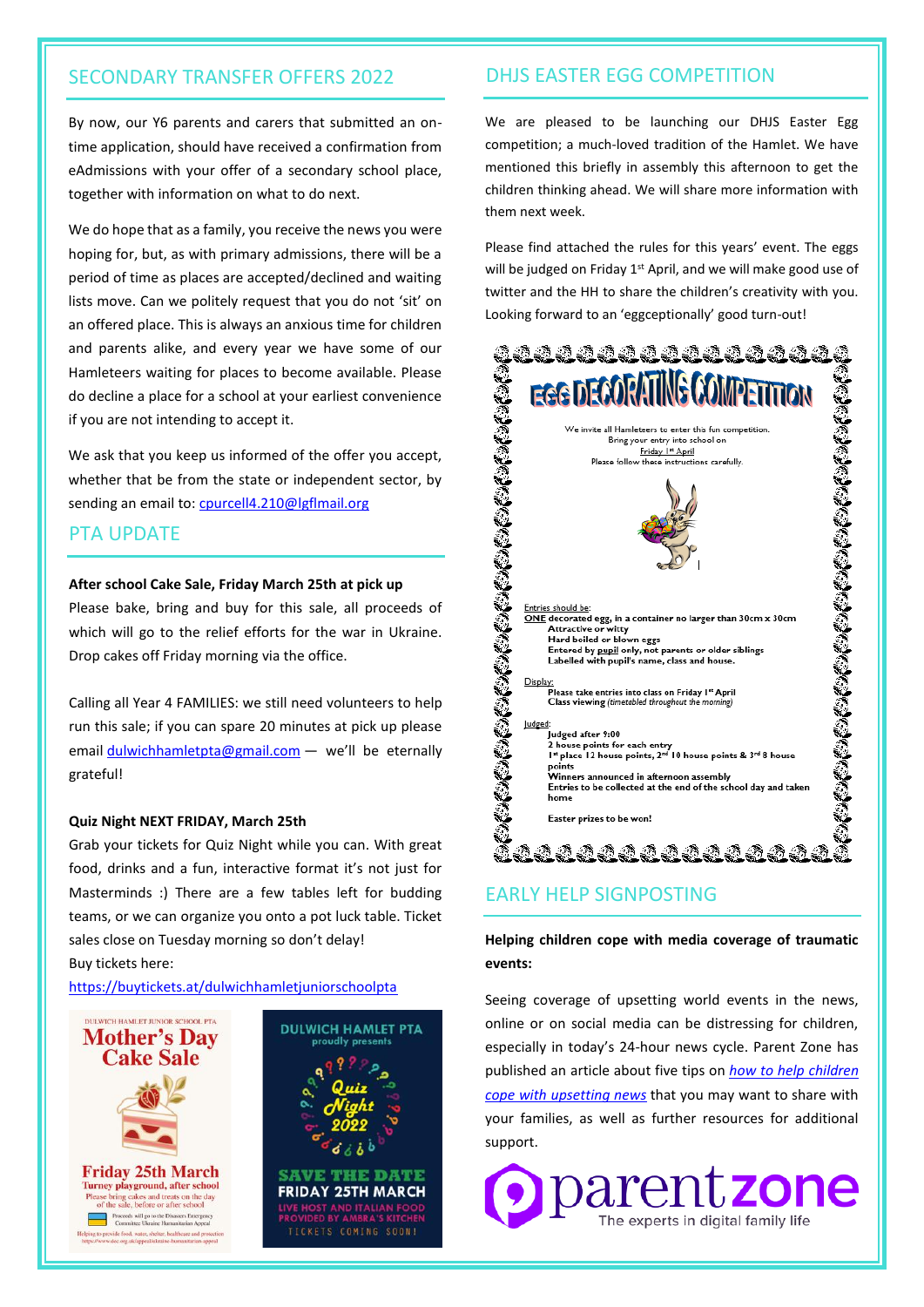## SECONDARY TRANSFER OFFERS 2022

By now, our Y6 parents and carers that submitted an on-time application, should have received a confirmation from eAdmissions with your offer of a secondary school place, together with information on what to do next.

We do hope that as a family, you receive the news you were hoping for, but, as with primary admissions, there will be a period of time as places are accepted/declined and waiting lists move. Can we politely request that you do not 'sit' on an offered place. This is always an anxious time for children and parents alike, and every year we have some of our Hamleteers waiting for places to become available. Please do decline a place for a school at your earliest convenience if you are not intending to accept it.

We ask that you keep us informed of the offer you accept, whether that be from the state or independent sector, by sending an email to: cpurcell4.210@lgflmail.org

## PTA UPDATE

**After school Cake Sale, Friday March 25th at pick up**

Please bake, bring and buy for this sale, all proceeds of which will go to the relief efforts for the war in Ukraine. Drop cakes off Friday morning via the office.

Calling all Year 4 FAMILIES: we still need volunteers to help run this sale; if you can spare 20 minutes at pick up please email dulwichhamletpta@gmail.com — we'll be eternally grateful!

**Quiz Night NEXT FRIDAY, March 25th**

Grab your tickets for Quiz Night while you can. With great food, drinks and a fun, interactive format it's not just for Masterminds :) There are a few tables left for budding teams, or we can organize you onto a pot luck table. Ticket sales close on Tuesday morning so don't delay!

Buy tickets here:

https://buytickets.at/dulwichhamletjuniorschoolpta

DULWICH HAMLET JUNIOR SCHOOL PTA

**Mother's Day Cake Sale**

**Friday 25th March**

Turney playground, after school

Please bring cakes and treats on the day of the sale, before or after school

Proceeds will go to the Disasters Emergency Committee Ukraine Humanitarian Appeal

Helping to provide food, water, shelter, healthcare and protection

DULWICH HAMLET PTA proudly presents

**Quiz Night 2022**

**SAVE THE DATE**

**FRIDAY 25TH MARCH**

LIVE HOST AND ITALIAN FOOD PROVIDED BY AMBRA'S KITCHEN

TICKETS COMING SOON!

## DHJS EASTER EGG COMPETITION

We are pleased to be launching our DHJS Easter Egg competition; a much-loved tradition of the Hamlet. We have mentioned this briefly in assembly this afternoon to get the children thinking ahead. We will share more information with them next week.

Please find attached the rules for this years' event. The eggs will be judged on Friday 1st April, and we will make good use of twitter and the HH to share the children's creativity with you. Looking forward to an 'eggceptionally' good turn-out!

### EGG DECORATING COMPETITION

We invite all Hamleteers to enter this fun competition.
Bring your entry into school on
Friday 1st April
Please follow these instructions carefully.

Entries should be:

**ONE** decorated egg, in a container no larger than 30cm x 30cm
- Attractive or witty
- Hard boiled or blown eggs
- Entered by pupil only, not parents or older siblings
- Labelled with pupil's name, class and house.

Display:
- Please take entries into class on Friday 1st April
- Class viewing *(timetabled throughout the morning)*

Judged:
- Judged after 9:00
- 2 house points for each entry
- 1st place 12 house points, 2nd 10 house points & 3rd 8 house points
- Winners announced in afternoon assembly
- Entries to be collected at the end of the school day and taken home

Easter prizes to be won!

## EARLY HELP SIGNPOSTING

**Helping children cope with media coverage of traumatic events:**

Seeing coverage of upsetting world events in the news, online or on social media can be distressing for children, especially in today's 24-hour news cycle. Parent Zone has published an article about five tips on *how to help children cope with upsetting news* that you may want to share with your families, as well as further resources for additional support.

parentzone — The experts in digital family life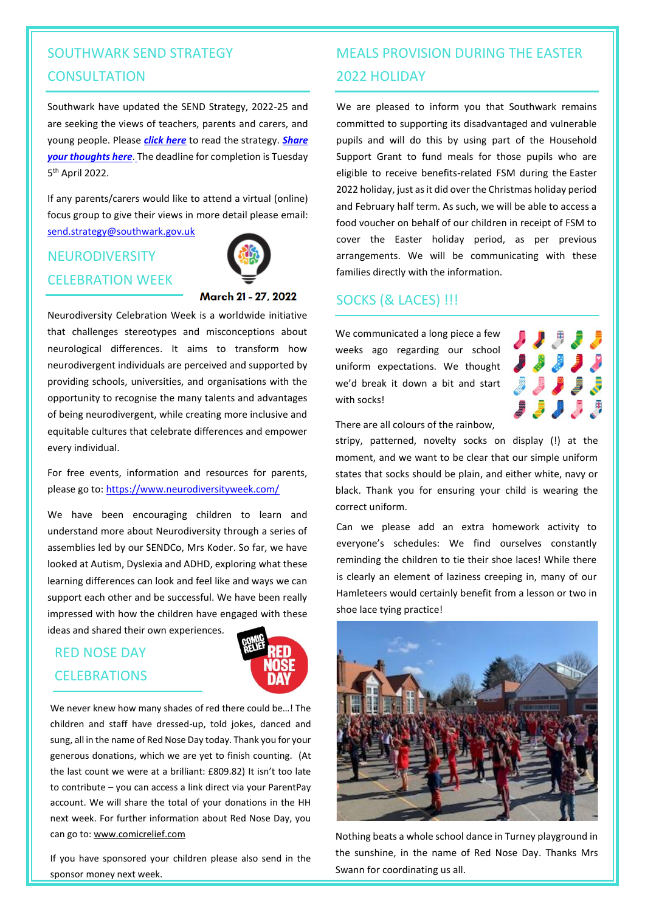## SOUTHWARK SEND STRATEGY CONSULTATION

Southwark have updated the SEND Strategy, 2022-25 and are seeking the views of teachers, parents and carers, and young people. Please ***click here*** to read the strategy. ***Share your thoughts here***. The deadline for completion is Tuesday 5th April 2022.

If any parents/carers would like to attend a virtual (online) focus group to give their views in more detail please email: send.strategy@southwark.gov.uk

## NEURODIVERSITY CELEBRATION WEEK

**March 21 - 27, 2022**

Neurodiversity Celebration Week is a worldwide initiative that challenges stereotypes and misconceptions about neurological differences. It aims to transform how neurodivergent individuals are perceived and supported by providing schools, universities, and organisations with the opportunity to recognise the many talents and advantages of being neurodivergent, while creating more inclusive and equitable cultures that celebrate differences and empower every individual.

For free events, information and resources for parents, please go to: https://www.neurodiversityweek.com/

We have been encouraging children to learn and understand more about Neurodiversity through a series of assemblies led by our SENDCo, Mrs Koder. So far, we have looked at Autism, Dyslexia and ADHD, exploring what these learning differences can look and feel like and ways we can support each other and be successful. We have been really impressed with how the children have engaged with these ideas and shared their own experiences.

## RED NOSE DAY CELEBRATIONS

We never knew how many shades of red there could be…! The children and staff have dressed-up, told jokes, danced and sung, all in the name of Red Nose Day today. Thank you for your generous donations, which we are yet to finish counting. (At the last count we were at a brilliant: £809.82) It isn't too late to contribute – you can access a link direct via your ParentPay account. We will share the total of your donations in the HH next week. For further information about Red Nose Day, you can go to: www.comicrelief.com

If you have sponsored your children please also send in the sponsor money next week.

## MEALS PROVISION DURING THE EASTER 2022 HOLIDAY

We are pleased to inform you that Southwark remains committed to supporting its disadvantaged and vulnerable pupils and will do this by using part of the Household Support Grant to fund meals for those pupils who are eligible to receive benefits-related FSM during the Easter 2022 holiday, just as it did over the Christmas holiday period and February half term. As such, we will be able to access a food voucher on behalf of our children in receipt of FSM to cover the Easter holiday period, as per previous arrangements. We will be communicating with these families directly with the information.

## SOCKS (& LACES) !!!

We communicated a long piece a few weeks ago regarding our school uniform expectations. We thought we'd break it down a bit and start with socks!

There are all colours of the rainbow, stripy, patterned, novelty socks on display (!) at the moment, and we want to be clear that our simple uniform states that socks should be plain, and either white, navy or black. Thank you for ensuring your child is wearing the correct uniform.

Can we please add an extra homework activity to everyone's schedules: We find ourselves constantly reminding the children to tie their shoe laces! While there is clearly an element of laziness creeping in, many of our Hamleteers would certainly benefit from a lesson or two in shoe lace tying practice!

Nothing beats a whole school dance in Turney playground in the sunshine, in the name of Red Nose Day. Thanks Mrs Swann for coordinating us all.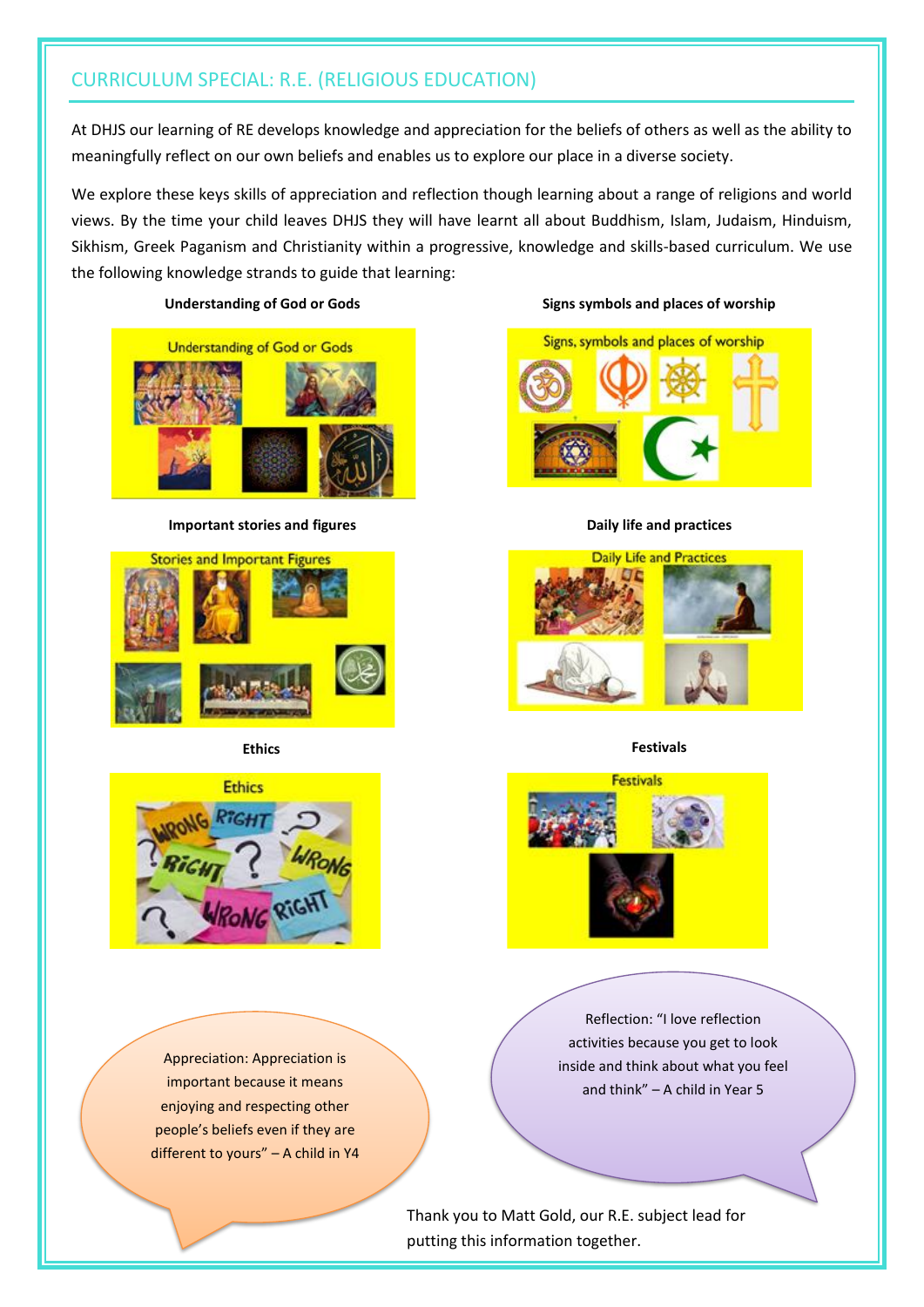## CURRICULUM SPECIAL: R.E. (RELIGIOUS EDUCATION)

At DHJS our learning of RE develops knowledge and appreciation for the beliefs of others as well as the ability to meaningfully reflect on our own beliefs and enables us to explore our place in a diverse society.

We explore these keys skills of appreciation and reflection though learning about a range of religions and world views. By the time your child leaves DHJS they will have learnt all about Buddhism, Islam, Judaism, Hinduism, Sikhism, Greek Paganism and Christianity within a progressive, knowledge and skills-based curriculum. We use the following knowledge strands to guide that learning:

**Understanding of God or Gods**

**Signs symbols and places of worship**

**Important stories and figures**

**Daily life and practices**

**Ethics**

**Festivals**

Appreciation: Appreciation is important because it means enjoying and respecting other people's beliefs even if they are different to yours" – A child in Y4

Reflection: "I love reflection activities because you get to look inside and think about what you feel and think" – A child in Year 5

Thank you to Matt Gold, our R.E. subject lead for putting this information together.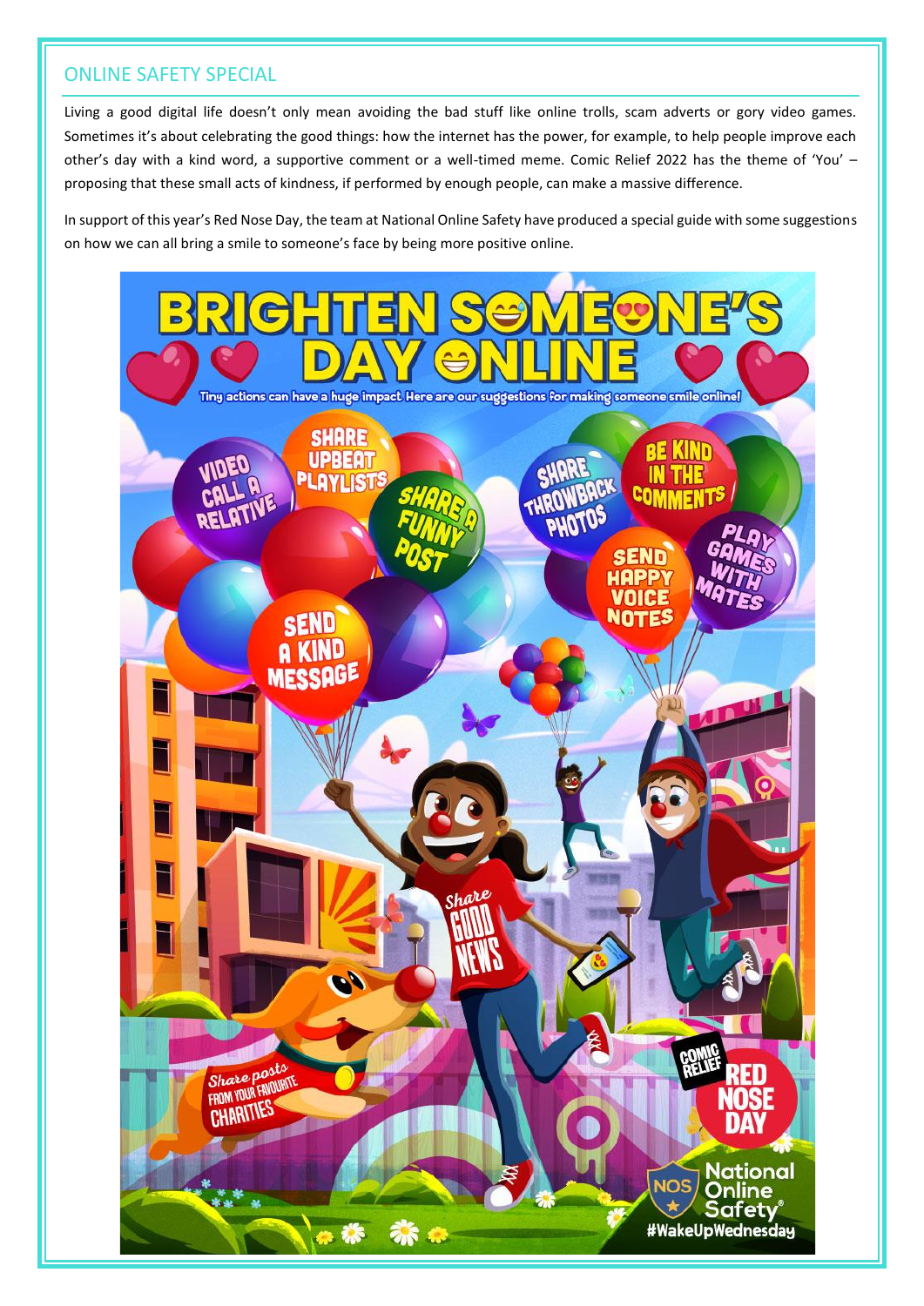## ONLINE SAFETY SPECIAL

Living a good digital life doesn't only mean avoiding the bad stuff like online trolls, scam adverts or gory video games. Sometimes it's about celebrating the good things: how the internet has the power, for example, to help people improve each other's day with a kind word, a supportive comment or a well-timed meme. Comic Relief 2022 has the theme of 'You' – proposing that these small acts of kindness, if performed by enough people, can make a massive difference.

In support of this year's Red Nose Day, the team at National Online Safety have produced a special guide with some suggestions on how we can all bring a smile to someone's face by being more positive online.

BRIGHTEN SOMEONE'S DAY ONLINE

Tiny actions can have a huge impact. Here are our suggestions for making someone smile online!

VIDEO CALL A RELATIVE

SHARE UPBEAT PLAYLISTS

SHARE A FUNNY POST

SEND A KIND MESSAGE

SHARE THROWBACK PHOTOS

BE KIND IN THE COMMENTS

PLAY GAMES WITH MATES

SEND HAPPY VOICE NOTES

Share GOOD NEWS

Share posts FROM YOUR FAVOURITE CHARITIES

COMIC RELIEF RED NOSE DAY

NOS National Online Safety

#WakeUpWednesday